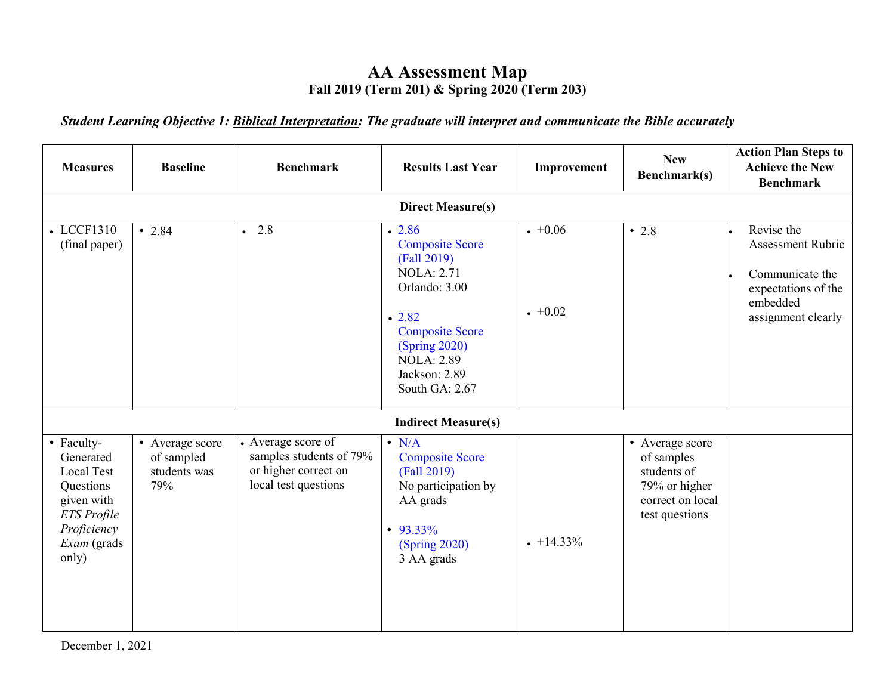# AA Assessment Map

## Fall 2019 (Term 201) & Spring 2020 (Term 203)

***Student Learning Objective 1: Biblical Interpretation: The graduate will interpret and communicate the Bible accurately***

| Measures | Baseline | Benchmark | Results Last Year | Improvement | New Benchmark(s) | Action Plan Steps to Achieve the New Benchmark |
|---|---|---|---|---|---|---|
| **Direct Measure(s)** | | | | | | |
| • LCCF1310 (final paper) | • 2.84 | • 2.8 | • 2.86 Composite Score (Fall 2019) NOLA: 2.71 Orlando: 3.00<br><br>• 2.82 Composite Score (Spring 2020) NOLA: 2.89 Jackson: 2.89 South GA: 2.67 | • +0.06<br><br>• +0.02 | • 2.8 | • Revise the Assessment Rubric<br>• Communicate the expectations of the embedded assignment clearly |
| **Indirect Measure(s)** | | | | | | |
| • Faculty-Generated Local Test Questions given with *ETS Profile Proficiency Exam* (grads only) | • Average score of sampled students was 79% | • Average score of samples students of 79% or higher correct on local test questions | • N/A Composite Score (Fall 2019) No participation by AA grads<br><br>• 93.33% (Spring 2020) 3 AA grads | • +14.33% | • Average score of samples students of 79% or higher correct on local test questions | |

December 1, 2021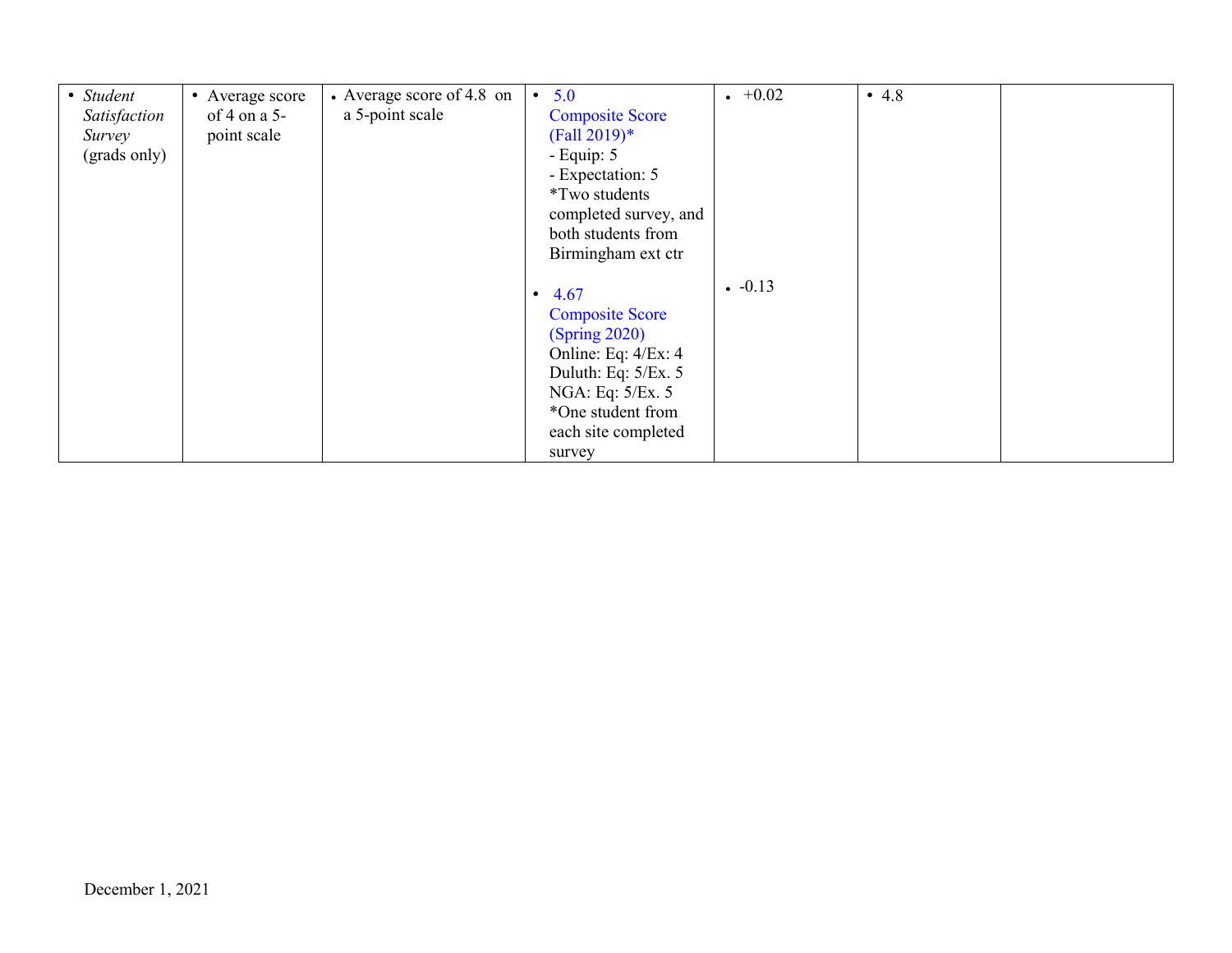| | | | | | | |
|---|---|---|---|---|---|---|
| • *Student Satisfaction Survey* (grads only) | • Average score of 4 on a 5-point scale | • Average score of 4.8 on a 5-point scale | • 5.0 Composite Score (Fall 2019)*<br>- Equip: 5<br>- Expectation: 5<br>*Two students completed survey, and both students from Birmingham ext ctr<br><br>• 4.67 Composite Score (Spring 2020)<br>Online: Eq: 4/Ex: 4<br>Duluth: Eq: 5/Ex. 5<br>NGA: Eq: 5/Ex. 5<br>*One student from each site completed survey | • +0.02<br><br>• -0.13 | • 4.8 | |

December 1, 2021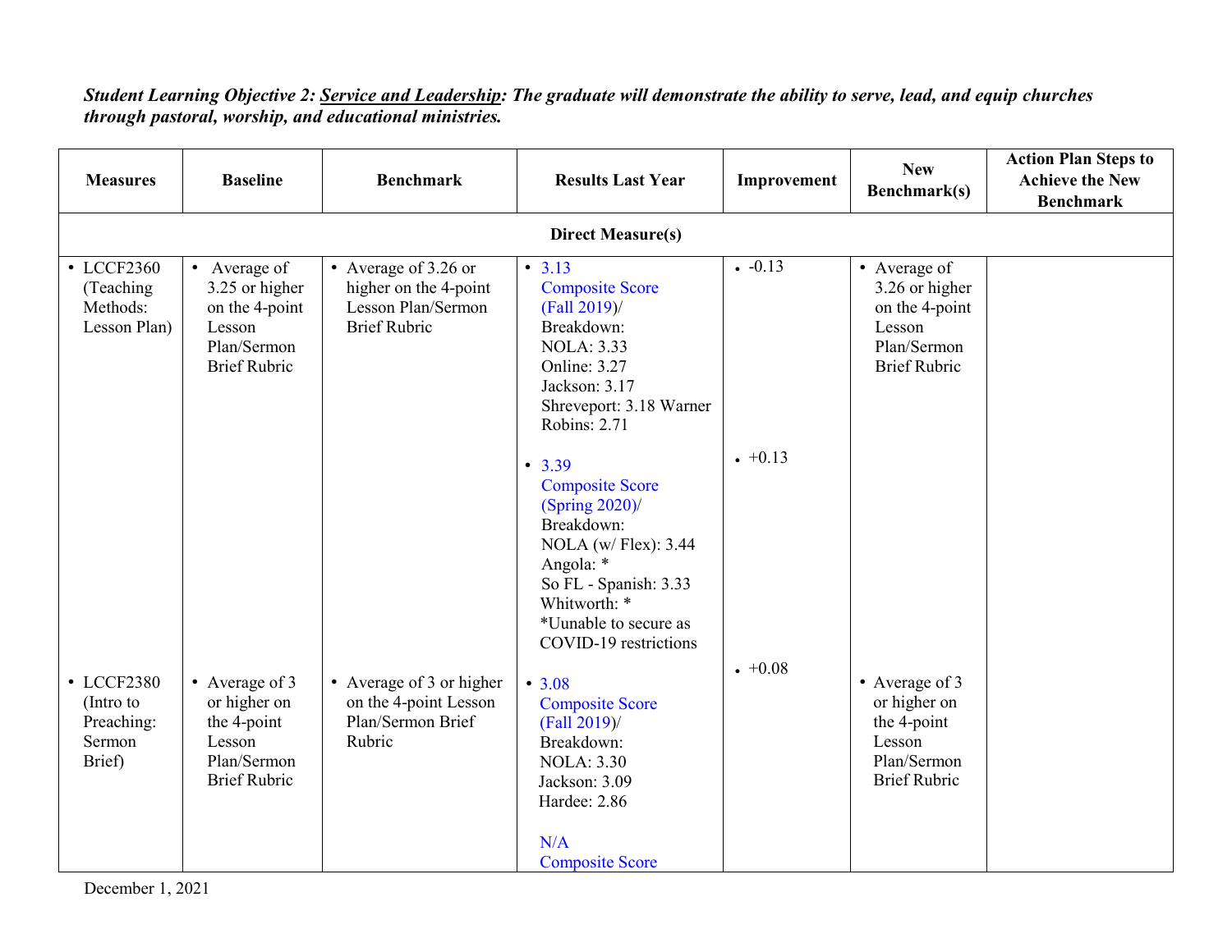***Student Learning Objective 2: Service and Leadership: The graduate will demonstrate the ability to serve, lead, and equip churches through pastoral, worship, and educational ministries.***

| Measures | Baseline | Benchmark | Results Last Year | Improvement | New Benchmark(s) | Action Plan Steps to Achieve the New Benchmark |
|---|---|---|---|---|---|---|
| **Direct Measure(s)** | | | | | | |
| • LCCF2360 (Teaching Methods: Lesson Plan) | • Average of 3.25 or higher on the 4-point Lesson Plan/Sermon Brief Rubric | • Average of 3.26 or higher on the 4-point Lesson Plan/Sermon Brief Rubric | • 3.13 Composite Score (Fall 2019)/ Breakdown: NOLA: 3.33 Online: 3.27 Jackson: 3.17 Shreveport: 3.18 Warner Robins: 2.71<br><br>• 3.39 Composite Score (Spring 2020)/ Breakdown: NOLA (w/ Flex): 3.44 Angola: * So FL - Spanish: 3.33 Whitworth: * *Uunable to secure as COVID-19 restrictions | • -0.13<br><br>• +0.13 | • Average of 3.26 or higher on the 4-point Lesson Plan/Sermon Brief Rubric | |
| • LCCF2380 (Intro to Preaching: Sermon Brief) | • Average of 3 or higher on the 4-point Lesson Plan/Sermon Brief Rubric | • Average of 3 or higher on the 4-point Lesson Plan/Sermon Brief Rubric | • 3.08 Composite Score (Fall 2019)/ Breakdown: NOLA: 3.30 Jackson: 3.09 Hardee: 2.86<br><br>N/A Composite Score | • +0.08 | • Average of 3 or higher on the 4-point Lesson Plan/Sermon Brief Rubric | |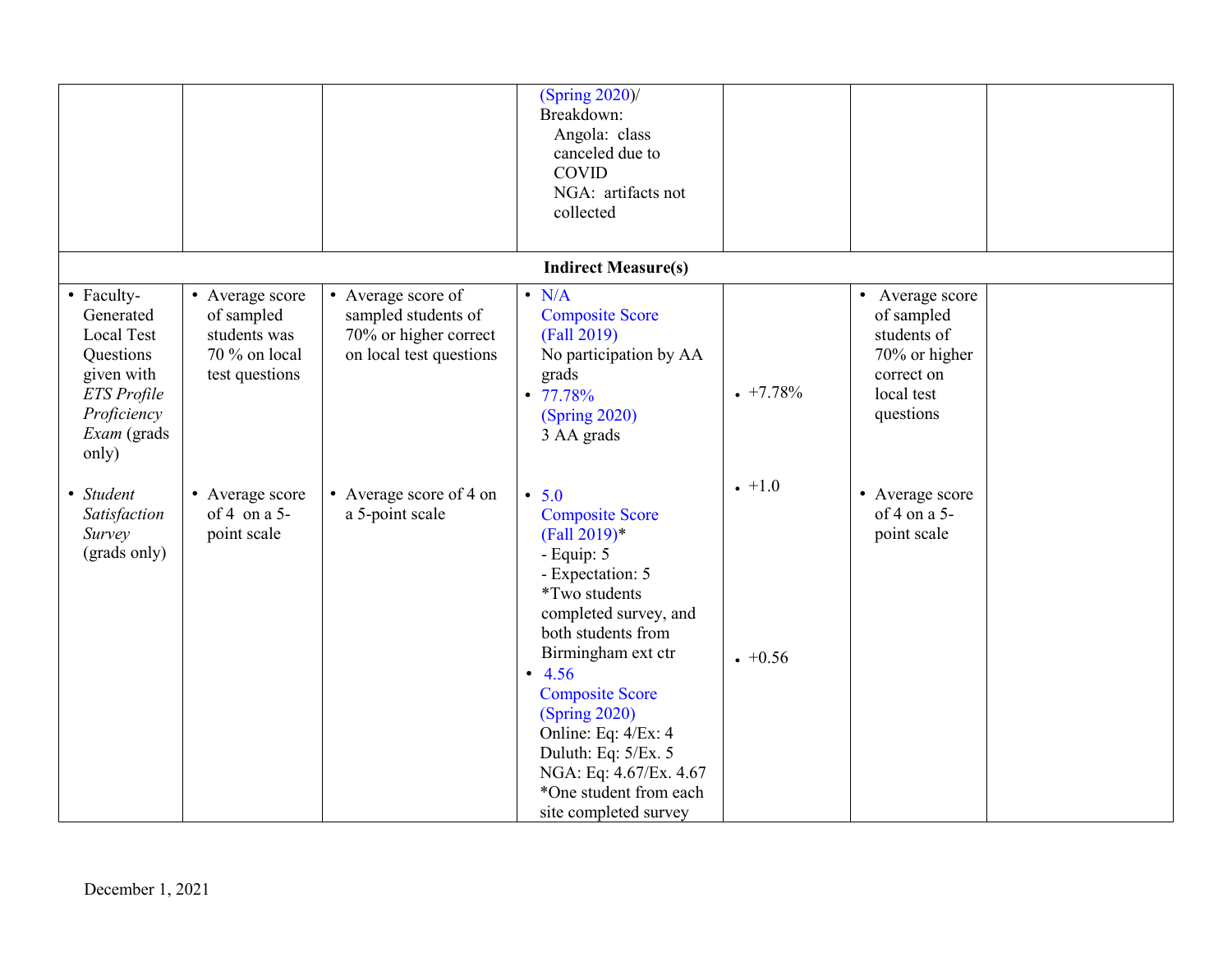| | | | | | | |
|---|---|---|---|---|---|---|
| | | | (Spring 2020)/ Breakdown: Angola: class canceled due to COVID NGA: artifacts not collected | | | |
| **Indirect Measure(s)** | | | | | | |
| • Faculty-Generated Local Test Questions given with *ETS Profile Proficiency Exam* (grads only) | • Average score of sampled students was 70 % on local test questions | • Average score of sampled students of 70% or higher correct on local test questions | • N/A Composite Score (Fall 2019) No participation by AA grads<br>• 77.78% (Spring 2020) 3 AA grads | • +7.78% | • Average score of sampled students of 70% or higher correct on local test questions | |
| • *Student Satisfaction Survey* (grads only) | • Average score of 4 on a 5-point scale | • Average score of 4 on a 5-point scale | • 5.0 Composite Score (Fall 2019)* - Equip: 5 - Expectation: 5 *Two students completed survey, and both students from Birmingham ext ctr<br>• 4.56 Composite Score (Spring 2020) Online: Eq: 4/Ex: 4 Duluth: Eq: 5/Ex. 5 NGA: Eq: 4.67/Ex. 4.67 *One student from each site completed survey | • +1.0<br>• +0.56 | • Average score of 4 on a 5-point scale | |

December 1, 2021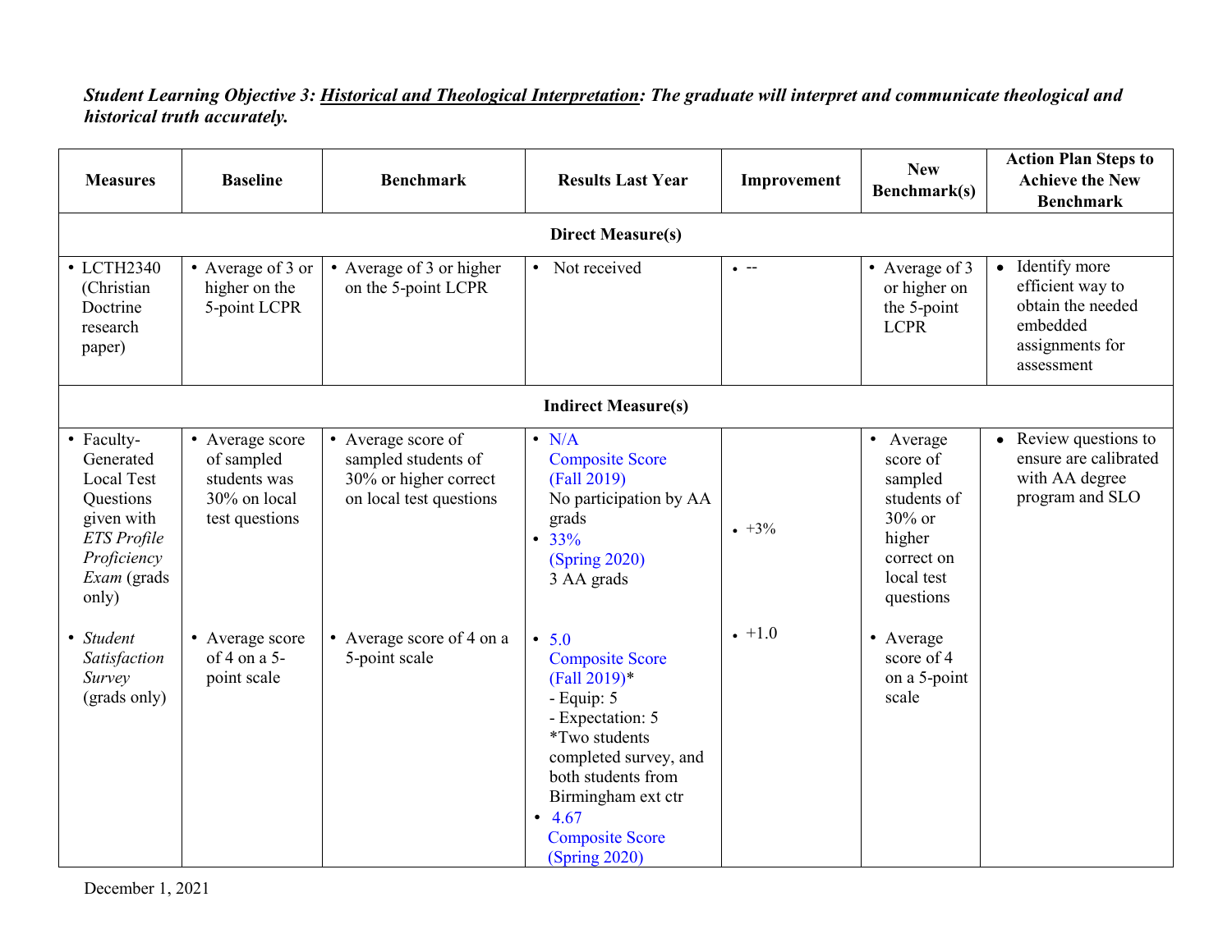***Student Learning Objective 3:** **Historical and Theological Interpretation**: The graduate will interpret and communicate theological and historical truth accurately.*

| Measures | Baseline | Benchmark | Results Last Year | Improvement | New Benchmark(s) | Action Plan Steps to Achieve the New Benchmark |
|---|---|---|---|---|---|---|
| **Direct Measure(s)** | | | | | | |
| • LCTH2340 (Christian Doctrine research paper) | • Average of 3 or higher on the 5-point LCPR | • Average of 3 or higher on the 5-point LCPR | • Not received | • -- | • Average of 3 or higher on the 5-point LCPR | • Identify more efficient way to obtain the needed embedded assignments for assessment |
| **Indirect Measure(s)** | | | | | | |
| • Faculty-Generated Local Test Questions given with *ETS Profile Proficiency Exam* (grads only) | • Average score of sampled students was 30% on local test questions | • Average score of sampled students of 30% or higher correct on local test questions | • N/A Composite Score (Fall 2019) No participation by AA grads<br>• 33% (Spring 2020) 3 AA grads | • +3% | • Average score of sampled students of 30% or higher correct on local test questions | • Review questions to ensure are calibrated with AA degree program and SLO |
| • *Student Satisfaction Survey* (grads only) | • Average score of 4 on a 5-point scale | • Average score of 4 on a 5-point scale | • 5.0 Composite Score (Fall 2019)*<br>- Equip: 5<br>- Expectation: 5<br>*Two students completed survey, and both students from Birmingham ext ctr<br>• 4.67 Composite Score (Spring 2020) | • +1.0 | • Average score of 4 on a 5-point scale | |

December 1, 2021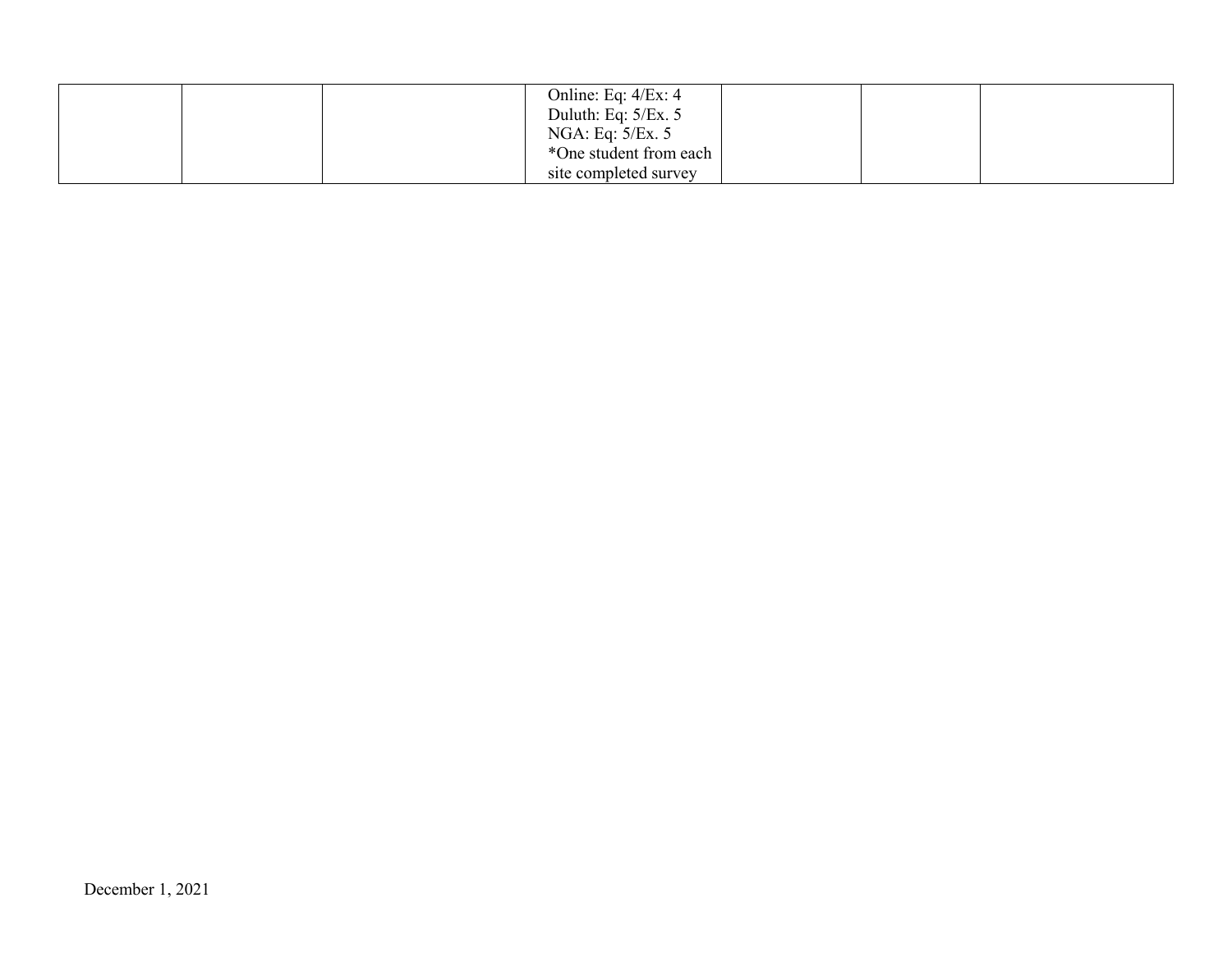| | | | | | | |
|---|---|---|---|---|---|---|
| | | | Online: Eq: 4/Ex: 4<br>Duluth: Eq: 5/Ex. 5<br>NGA: Eq: 5/Ex. 5<br>*One student from each site completed survey | | | |

December 1, 2021